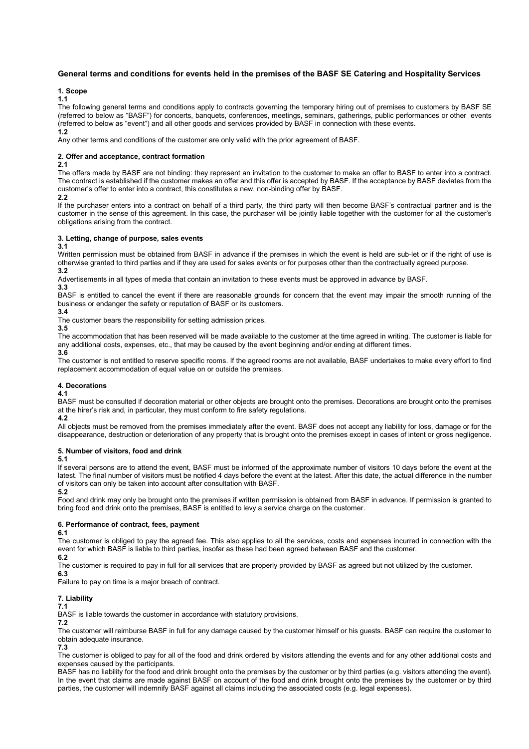# General terms and conditions for events held in the premises of the BASF SE Catering and Hospitality Services

## 1. Scope

**1.1**

The following general terms and conditions apply to contracts governing the temporary hiring out of premises to customers by BASF SE (referred to below as "BASF") for concerts, banquets, conferences, meetings, seminars, gatherings, public performances or other events (referred to below as "event") and all other goods and services provided by BASF in connection with these events.

**1.2**

Any other terms and conditions of the customer are only valid with the prior agreement of BASF.

## 2. Offer and acceptance, contract formation

**2.1**

The offers made by BASF are not binding: they represent an invitation to the customer to make an offer to BASF to enter into a contract. The contract is established if the customer makes an offer and this offer is accepted by BASF. If the acceptance by BASF deviates from the customer's offer to enter into a contract, this constitutes a new, non-binding offer by BASF.

**2.2**

If the purchaser enters into a contract on behalf of a third party, the third party will then become BASF's contractual partner and is the customer in the sense of this agreement. In this case, the purchaser will be jointly liable together with the customer for all the customer's obligations arising from the contract.

## 3. Letting, change of purpose, sales events

**3.1**

Written permission must be obtained from BASF in advance if the premises in which the event is held are sub-let or if the right of use is otherwise granted to third parties and if they are used for sales events or for purposes other than the contractually agreed purpose.

**3.2**

Advertisements in all types of media that contain an invitation to these events must be approved in advance by BASF.

**3.3**

BASF is entitled to cancel the event if there are reasonable grounds for concern that the event may impair the smooth running of the business or endanger the safety or reputation of BASF or its customers.

**3.4**

The customer bears the responsibility for setting admission prices.

**3.5**

The accommodation that has been reserved will be made available to the customer at the time agreed in writing. The customer is liable for any additional costs, expenses, etc., that may be caused by the event beginning and/or ending at different times.

**3.6**

The customer is not entitled to reserve specific rooms. If the agreed rooms are not available, BASF undertakes to make every effort to find replacement accommodation of equal value on or outside the premises.

## 4. Decorations

**4.1**

BASF must be consulted if decoration material or other objects are brought onto the premises. Decorations are brought onto the premises at the hirer's risk and, in particular, they must conform to fire safety regulations.

**4.2**

All objects must be removed from the premises immediately after the event. BASF does not accept any liability for loss, damage or for the disappearance, destruction or deterioration of any property that is brought onto the premises except in cases of intent or gross negligence.

## 5. Number of visitors, food and drink

**5.1**

If several persons are to attend the event, BASF must be informed of the approximate number of visitors 10 days before the event at the latest. The final number of visitors must be notified 4 days before the event at the latest. After this date, the actual difference in the number of visitors can only be taken into account after consultation with BASF.

**5.2**

Food and drink may only be brought onto the premises if written permission is obtained from BASF in advance. If permission is granted to bring food and drink onto the premises, BASF is entitled to levy a service charge on the customer.

## 6. Performance of contract, fees, payment

**6.1**

The customer is obliged to pay the agreed fee. This also applies to all the services, costs and expenses incurred in connection with the event for which BASF is liable to third parties, insofar as these had been agreed between BASF and the customer.

**6.2**

The customer is required to pay in full for all services that are properly provided by BASF as agreed but not utilized by the customer.

**6.3**

Failure to pay on time is a major breach of contract.

## 7. Liability

**7.1**

BASF is liable towards the customer in accordance with statutory provisions.

**7.2**

The customer will reimburse BASF in full for any damage caused by the customer himself or his guests. BASF can require the customer to obtain adequate insurance.

**7.3**

The customer is obliged to pay for all of the food and drink ordered by visitors attending the events and for any other additional costs and expenses caused by the participants.

BASF has no liability for the food and drink brought onto the premises by the customer or by third parties (e.g. visitors attending the event). In the event that claims are made against BASF on account of the food and drink brought onto the premises by the customer or by third parties, the customer will indemnify BASF against all claims including the associated costs (e.g. legal expenses).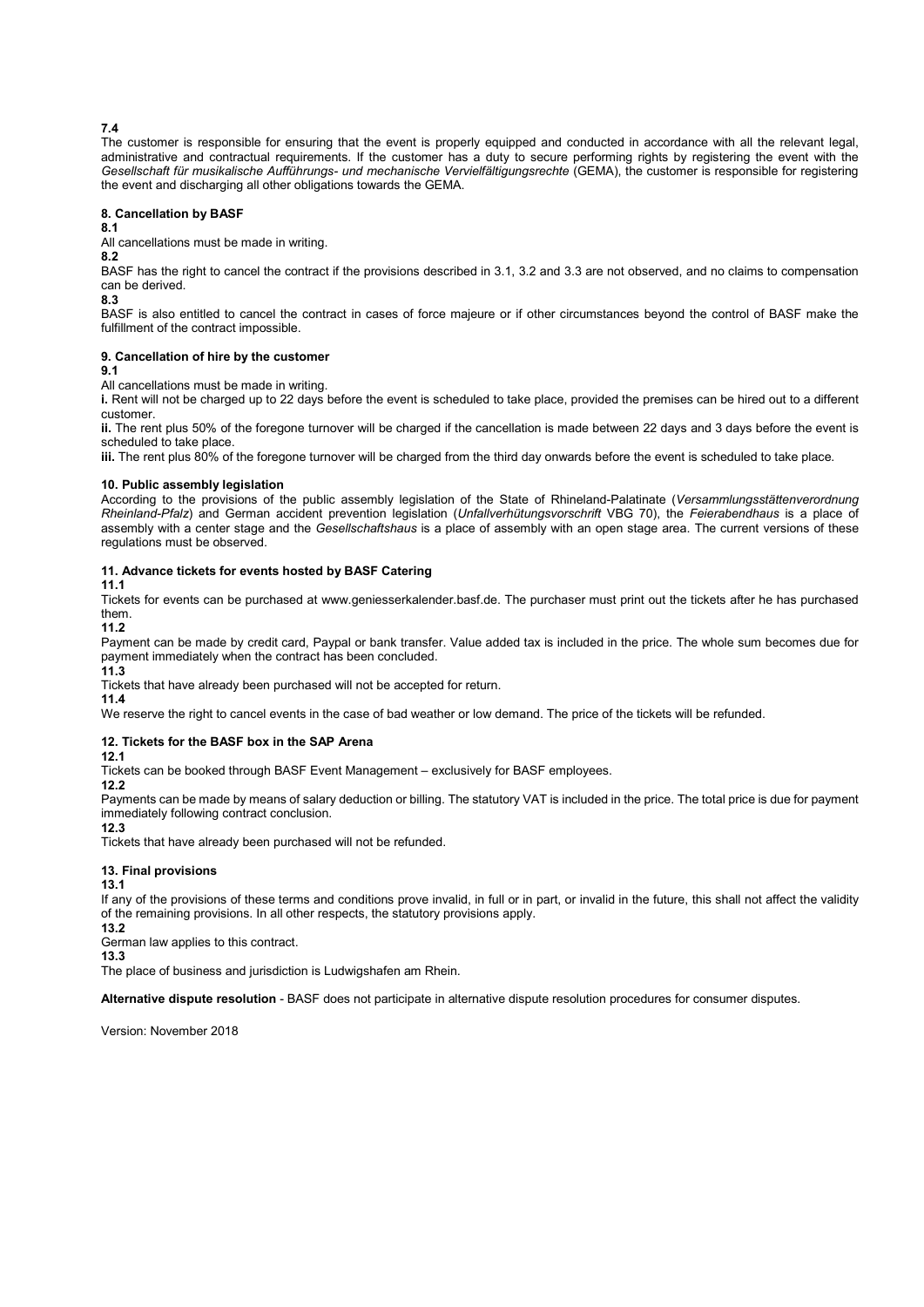**7.4**
The customer is responsible for ensuring that the event is properly equipped and conducted in accordance with all the relevant legal, administrative and contractual requirements. If the customer has a duty to secure performing rights by registering the event with the *Gesellschaft für musikalische Aufführungs- und mechanische Vervielfältigungsrechte* (GEMA), the customer is responsible for registering the event and discharging all other obligations towards the GEMA.

**8. Cancellation by BASF**

**8.1**
All cancellations must be made in writing.

**8.2**
BASF has the right to cancel the contract if the provisions described in 3.1, 3.2 and 3.3 are not observed, and no claims to compensation can be derived.

**8.3**
BASF is also entitled to cancel the contract in cases of force majeure or if other circumstances beyond the control of BASF make the fulfillment of the contract impossible.

**9. Cancellation of hire by the customer**

**9.1**
All cancellations must be made in writing.

**i.** Rent will not be charged up to 22 days before the event is scheduled to take place, provided the premises can be hired out to a different customer.

**ii.** The rent plus 50% of the foregone turnover will be charged if the cancellation is made between 22 days and 3 days before the event is scheduled to take place.

**iii.** The rent plus 80% of the foregone turnover will be charged from the third day onwards before the event is scheduled to take place.

**10. Public assembly legislation**

According to the provisions of the public assembly legislation of the State of Rhineland-Palatinate (*Versammlungsstättenverordnung Rheinland-Pfalz*) and German accident prevention legislation (*Unfallverhütungsvorschrift* VBG 70), the *Feierabendhaus* is a place of assembly with a center stage and the *Gesellschaftshaus* is a place of assembly with an open stage area. The current versions of these regulations must be observed.

**11. Advance tickets for events hosted by BASF Catering**

**11.1**
Tickets for events can be purchased at www.geniesserkalender.basf.de. The purchaser must print out the tickets after he has purchased them.

**11.2**
Payment can be made by credit card, Paypal or bank transfer. Value added tax is included in the price. The whole sum becomes due for payment immediately when the contract has been concluded.

**11.3**
Tickets that have already been purchased will not be accepted for return.

**11.4**
We reserve the right to cancel events in the case of bad weather or low demand. The price of the tickets will be refunded.

**12. Tickets for the BASF box in the SAP Arena**

**12.1**
Tickets can be booked through BASF Event Management – exclusively for BASF employees.

**12.2**
Payments can be made by means of salary deduction or billing. The statutory VAT is included in the price. The total price is due for payment immediately following contract conclusion.

**12.3**
Tickets that have already been purchased will not be refunded.

**13. Final provisions**

**13.1**
If any of the provisions of these terms and conditions prove invalid, in full or in part, or invalid in the future, this shall not affect the validity of the remaining provisions. In all other respects, the statutory provisions apply.

**13.2**
German law applies to this contract.

**13.3**
The place of business and jurisdiction is Ludwigshafen am Rhein.

**Alternative dispute resolution** - BASF does not participate in alternative dispute resolution procedures for consumer disputes.

Version: November 2018